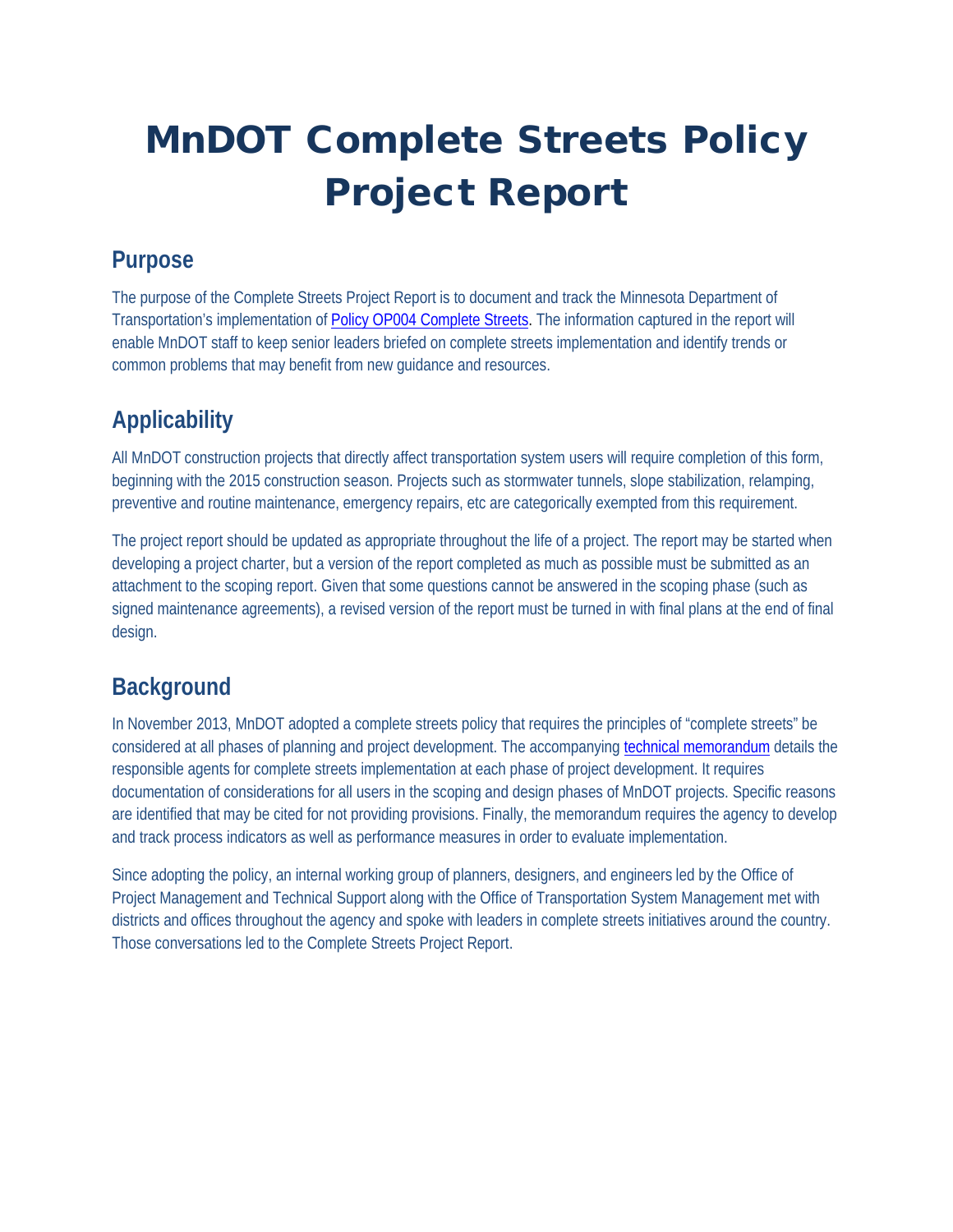# MnDOT Complete Streets Policy Project Report

## Purpose

The purpose of the Complete Streets Project Report is to document and track the Minnesota Department of Transportation's implementation of [Policy OP004 Complete Streets](). The information captured in the report will enable MnDOT staff to keep senior leaders briefed on complete streets implementation and identify trends or common problems that may benefit from new guidance and resources.

## Applicability

All MnDOT construction projects that directly affect transportation system users will require completion of this form, beginning with the 2015 construction season. Projects such as stormwater tunnels, slope stabilization, relamping, preventive and routine maintenance, emergency repairs, etc are categorically exempted from this requirement.

The project report should be updated as appropriate throughout the life of a project. The report may be started when developing a project charter, but a version of the report completed as much as possible must be submitted as an attachment to the scoping report. Given that some questions cannot be answered in the scoping phase (such as signed maintenance agreements), a revised version of the report must be turned in with final plans at the end of final design.

## Background

In November 2013, MnDOT adopted a complete streets policy that requires the principles of "complete streets" be considered at all phases of planning and project development. The accompanying [technical memorandum]() details the responsible agents for complete streets implementation at each phase of project development. It requires documentation of considerations for all users in the scoping and design phases of MnDOT projects. Specific reasons are identified that may be cited for not providing provisions. Finally, the memorandum requires the agency to develop and track process indicators as well as performance measures in order to evaluate implementation.

Since adopting the policy, an internal working group of planners, designers, and engineers led by the Office of Project Management and Technical Support along with the Office of Transportation System Management met with districts and offices throughout the agency and spoke with leaders in complete streets initiatives around the country. Those conversations led to the Complete Streets Project Report.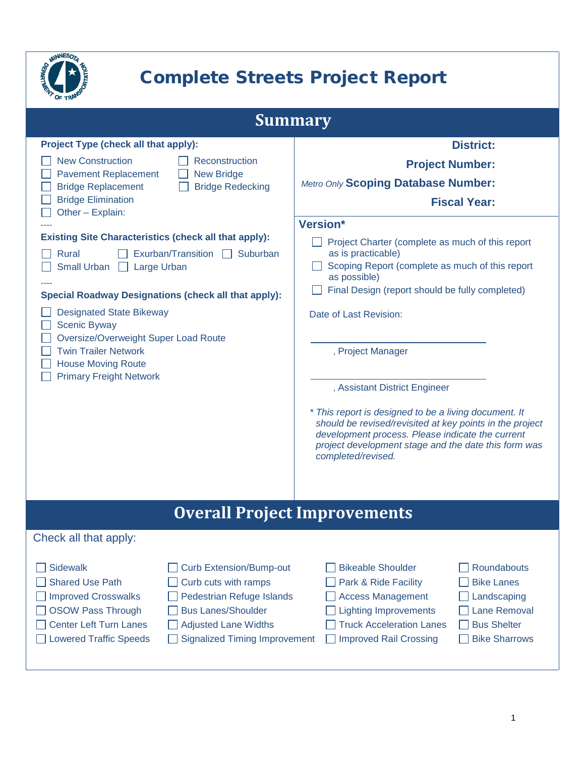# Complete Streets Project Report

## Summary

**Project Type (check all that apply):**

- ☐ New Construction
- ☐ Reconstruction
- ☐ Pavement Replacement
- ☐ New Bridge
- ☐ Bridge Replacement
- ☐ Bridge Redecking
- ☐ Bridge Elimination
- ☐ Other – Explain:

----

**Existing Site Characteristics (check all that apply):**

- ☐ Rural
- ☐ Exurban/Transition
- ☐ Suburban
- ☐ Small Urban
- ☐ Large Urban

----

**Special Roadway Designations (check all that apply):**

- ☐ Designated State Bikeway
- ☐ Scenic Byway
- ☐ Oversize/Overweight Super Load Route
- ☐ Twin Trailer Network
- ☐ House Moving Route
- ☐ Primary Freight Network

**District:**

**Project Number:**

*Metro Only* **Scoping Database Number:**

**Fiscal Year:**

**Version***

- ☐ Project Charter (complete as much of this report as is practicable)
- ☐ Scoping Report (complete as much of this report as possible)
- ☐ Final Design (report should be fully completed)

Date of Last Revision:

______________________________, Project Manager

______________________________, Assistant District Engineer

*\* This report is designed to be a living document. It should be revised/revisited at key points in the project development process. Please indicate the current project development stage and the date this form was completed/revised.*

## Overall Project Improvements

Check all that apply:

- ☐ Sidewalk
- ☐ Shared Use Path
- ☐ Improved Crosswalks
- ☐ OSOW Pass Through
- ☐ Center Left Turn Lanes
- ☐ Lowered Traffic Speeds
- ☐ Curb Extension/Bump-out
- ☐ Curb cuts with ramps
- ☐ Pedestrian Refuge Islands
- ☐ Bus Lanes/Shoulder
- ☐ Adjusted Lane Widths
- ☐ Signalized Timing Improvement
- ☐ Bikeable Shoulder
- ☐ Park & Ride Facility
- ☐ Access Management
- ☐ Lighting Improvements
- ☐ Truck Acceleration Lanes
- ☐ Improved Rail Crossing
- ☐ Roundabouts
- ☐ Bike Lanes
- ☐ Landscaping
- ☐ Lane Removal
- ☐ Bus Shelter
- ☐ Bike Sharrows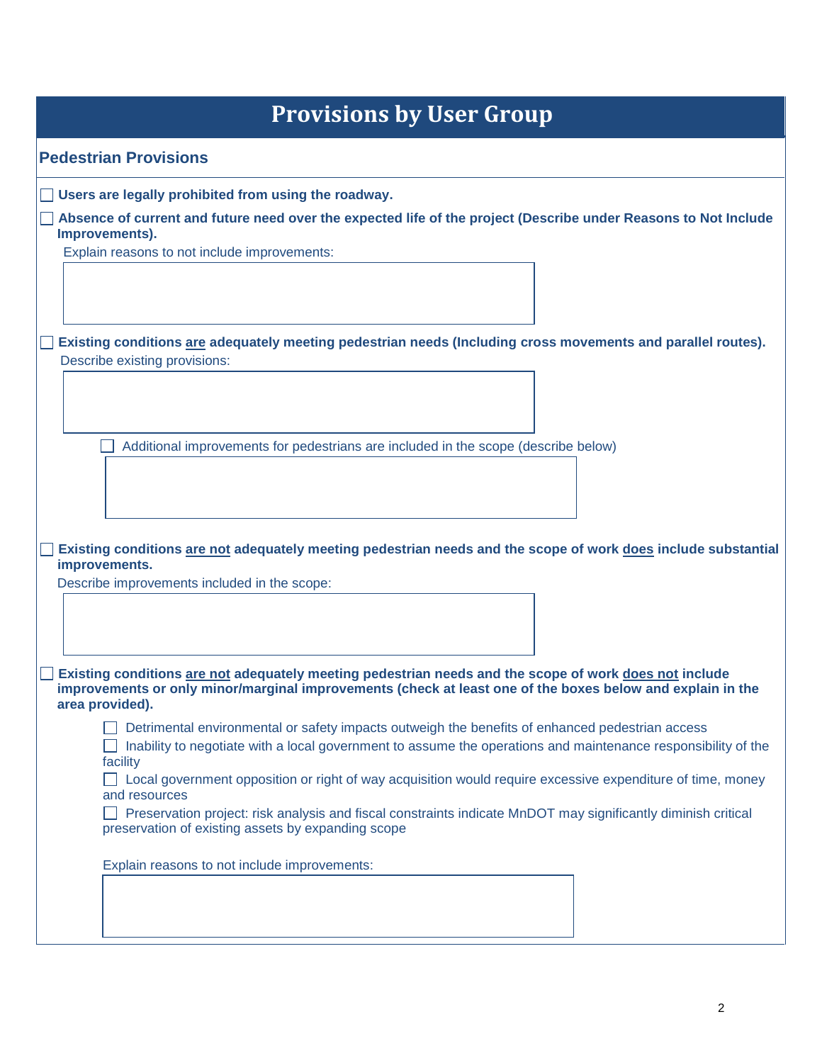# Provisions by User Group

## Pedestrian Provisions

- [ ] **Users are legally prohibited from using the roadway.**
- [ ] **Absence of current and future need over the expected life of the project (Describe under Reasons to Not Include Improvements).**

  Explain reasons to not include improvements:

- [ ] **Existing conditions <u>are</u> adequately meeting pedestrian needs (Including cross movements and parallel routes).**

  Describe existing provisions:

  - [ ] Additional improvements for pedestrians are included in the scope (describe below)

- [ ] **Existing conditions <u>are not</u> adequately meeting pedestrian needs and the scope of work <u>does</u> include substantial improvements.**

  Describe improvements included in the scope:

- [ ] **Existing conditions <u>are not</u> adequately meeting pedestrian needs and the scope of work <u>does not</u> include improvements or only minor/marginal improvements (check at least one of the boxes below and explain in the area provided).**

  - [ ] Detrimental environmental or safety impacts outweigh the benefits of enhanced pedestrian access
  - [ ] Inability to negotiate with a local government to assume the operations and maintenance responsibility of the facility
  - [ ] Local government opposition or right of way acquisition would require excessive expenditure of time, money and resources
  - [ ] Preservation project: risk analysis and fiscal constraints indicate MnDOT may significantly diminish critical preservation of existing assets by expanding scope

  Explain reasons to not include improvements: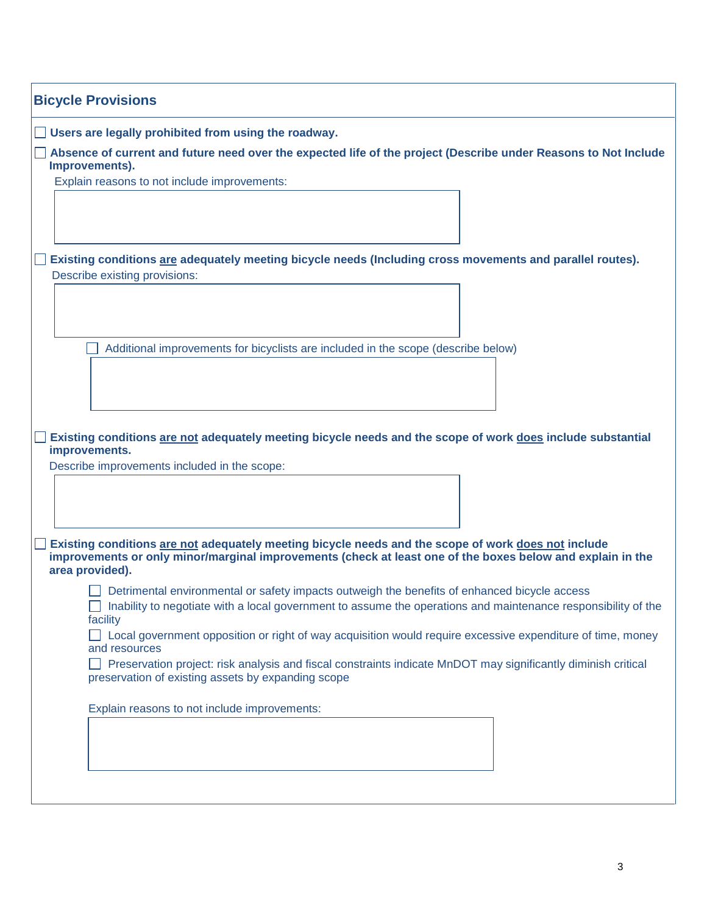## Bicycle Provisions

- ☐ **Users are legally prohibited from using the roadway.**
- ☐ **Absence of current and future need over the expected life of the project (Describe under Reasons to Not Include Improvements).**

  Explain reasons to not include improvements:

- ☐ **Existing conditions <u>are</u> adequately meeting bicycle needs (Including cross movements and parallel routes).**

  Describe existing provisions:

  - ☐ Additional improvements for bicyclists are included in the scope (describe below)

- ☐ **Existing conditions <u>are not</u> adequately meeting bicycle needs and the scope of work <u>does</u> include substantial improvements.**

  Describe improvements included in the scope:

- ☐ **Existing conditions <u>are not</u> adequately meeting bicycle needs and the scope of work <u>does not</u> include improvements or only minor/marginal improvements (check at least one of the boxes below and explain in the area provided).**

  - ☐ Detrimental environmental or safety impacts outweigh the benefits of enhanced bicycle access
  - ☐ Inability to negotiate with a local government to assume the operations and maintenance responsibility of the facility
  - ☐ Local government opposition or right of way acquisition would require excessive expenditure of time, money and resources
  - ☐ Preservation project: risk analysis and fiscal constraints indicate MnDOT may significantly diminish critical preservation of existing assets by expanding scope

  Explain reasons to not include improvements: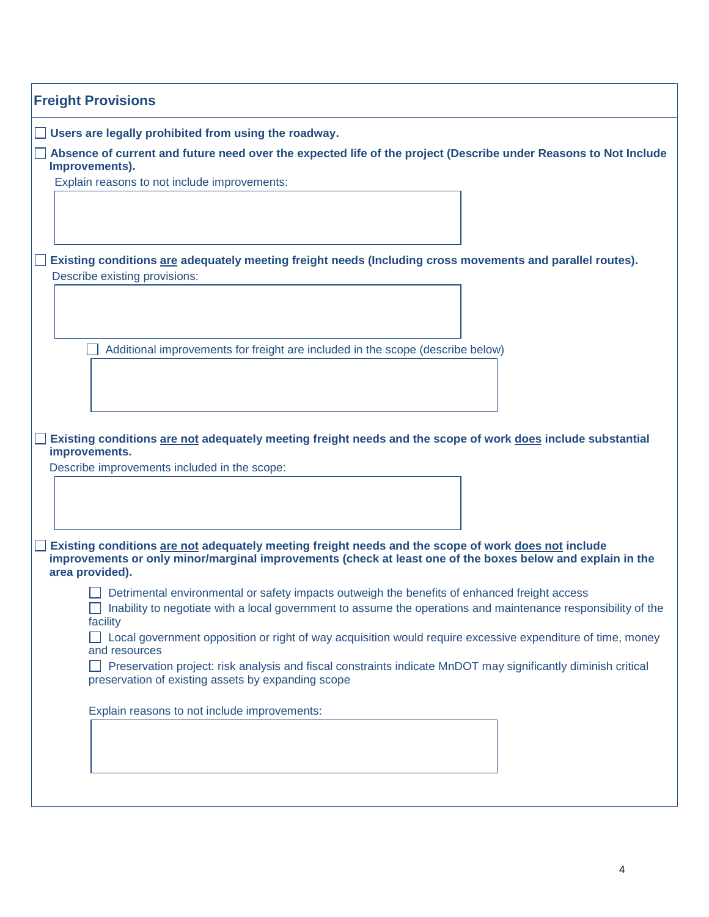## Freight Provisions

☐ **Users are legally prohibited from using the roadway.**

☐ **Absence of current and future need over the expected life of the project (Describe under Reasons to Not Include Improvements).**

Explain reasons to not include improvements:

☐ **Existing conditions <u>are</u> adequately meeting freight needs (Including cross movements and parallel routes).**

Describe existing provisions:

- ☐ Additional improvements for freight are included in the scope (describe below)

☐ **Existing conditions <u>are not</u> adequately meeting freight needs and the scope of work <u>does</u> include substantial improvements.**

Describe improvements included in the scope:

☐ **Existing conditions <u>are not</u> adequately meeting freight needs and the scope of work <u>does not</u> include improvements or only minor/marginal improvements (check at least one of the boxes below and explain in the area provided).**

- ☐ Detrimental environmental or safety impacts outweigh the benefits of enhanced freight access
- ☐ Inability to negotiate with a local government to assume the operations and maintenance responsibility of the facility
- ☐ Local government opposition or right of way acquisition would require excessive expenditure of time, money and resources
- ☐ Preservation project: risk analysis and fiscal constraints indicate MnDOT may significantly diminish critical preservation of existing assets by expanding scope

Explain reasons to not include improvements: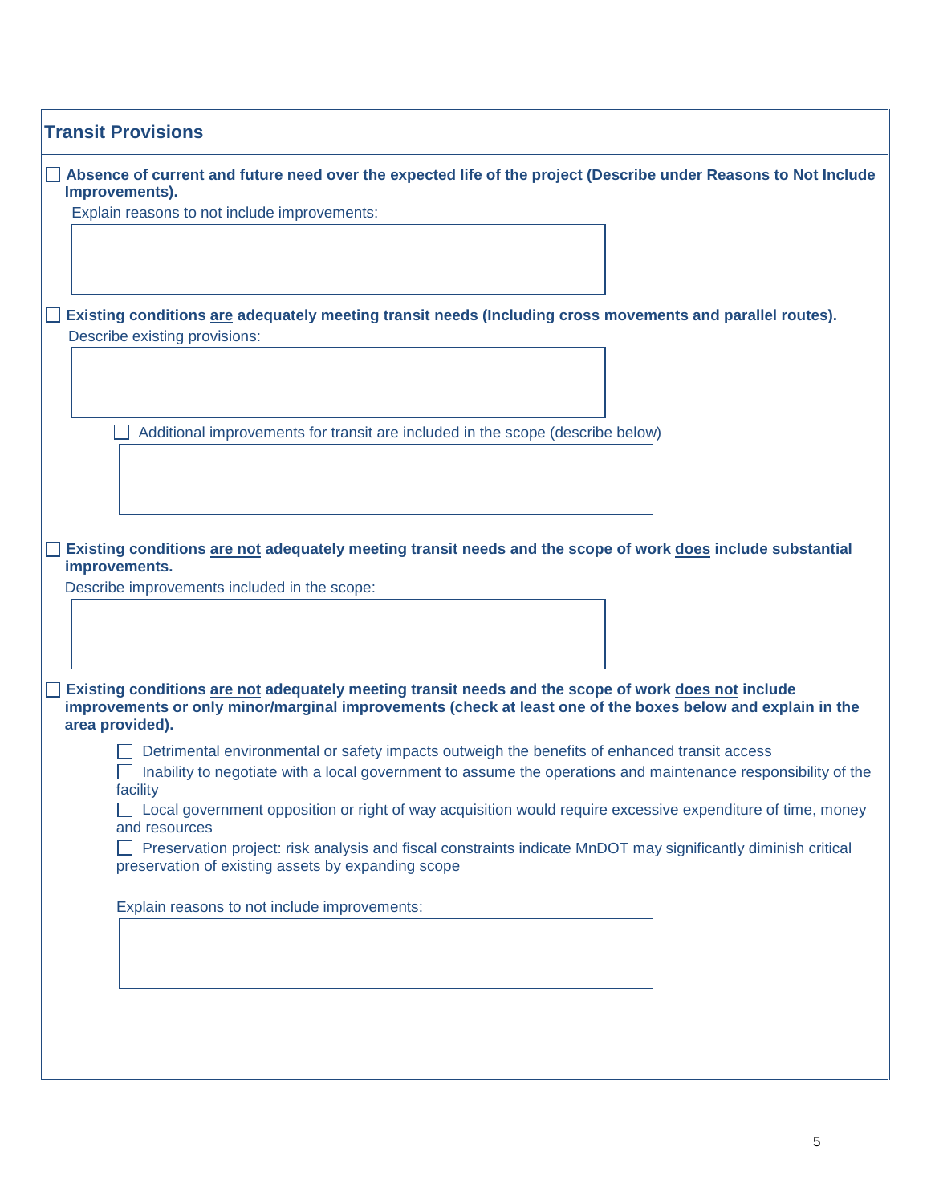## Transit Provisions

☐ **Absence of current and future need over the expected life of the project (Describe under Reasons to Not Include Improvements).**

Explain reasons to not include improvements:

☐ **Existing conditions <u>are</u> adequately meeting transit needs (Including cross movements and parallel routes).**

Describe existing provisions:

☐ Additional improvements for transit are included in the scope (describe below)

☐ **Existing conditions <u>are not</u> adequately meeting transit needs and the scope of work <u>does</u> include substantial improvements.**

Describe improvements included in the scope:

☐ **Existing conditions <u>are not</u> adequately meeting transit needs and the scope of work <u>does not</u> include improvements or only minor/marginal improvements (check at least one of the boxes below and explain in the area provided).**

- ☐ Detrimental environmental or safety impacts outweigh the benefits of enhanced transit access
- ☐ Inability to negotiate with a local government to assume the operations and maintenance responsibility of the facility
- ☐ Local government opposition or right of way acquisition would require excessive expenditure of time, money and resources
- ☐ Preservation project: risk analysis and fiscal constraints indicate MnDOT may significantly diminish critical preservation of existing assets by expanding scope

Explain reasons to not include improvements: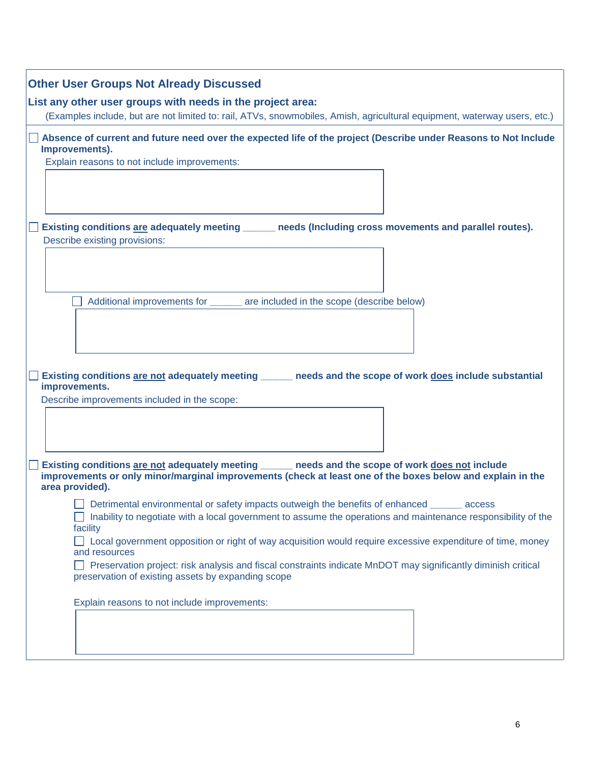## Other User Groups Not Already Discussed

**List any other user groups with needs in the project area:**

(Examples include, but are not limited to: rail, ATVs, snowmobiles, Amish, agricultural equipment, waterway users, etc.)

☐ **Absence of current and future need over the expected life of the project (Describe under Reasons to Not Include Improvements).**

Explain reasons to not include improvements:

☐ **Existing conditions are adequately meeting ______ needs (Including cross movements and parallel routes).**

Describe existing provisions:

☐ Additional improvements for ______ are included in the scope (describe below)

☐ **Existing conditions are not adequately meeting ______ needs and the scope of work does include substantial improvements.**

Describe improvements included in the scope:

☐ **Existing conditions are not adequately meeting ______ needs and the scope of work does not include improvements or only minor/marginal improvements (check at least one of the boxes below and explain in the area provided).**

☐ Detrimental environmental or safety impacts outweigh the benefits of enhanced ______ access

☐ Inability to negotiate with a local government to assume the operations and maintenance responsibility of the facility

☐ Local government opposition or right of way acquisition would require excessive expenditure of time, money and resources

☐ Preservation project: risk analysis and fiscal constraints indicate MnDOT may significantly diminish critical preservation of existing assets by expanding scope

Explain reasons to not include improvements: